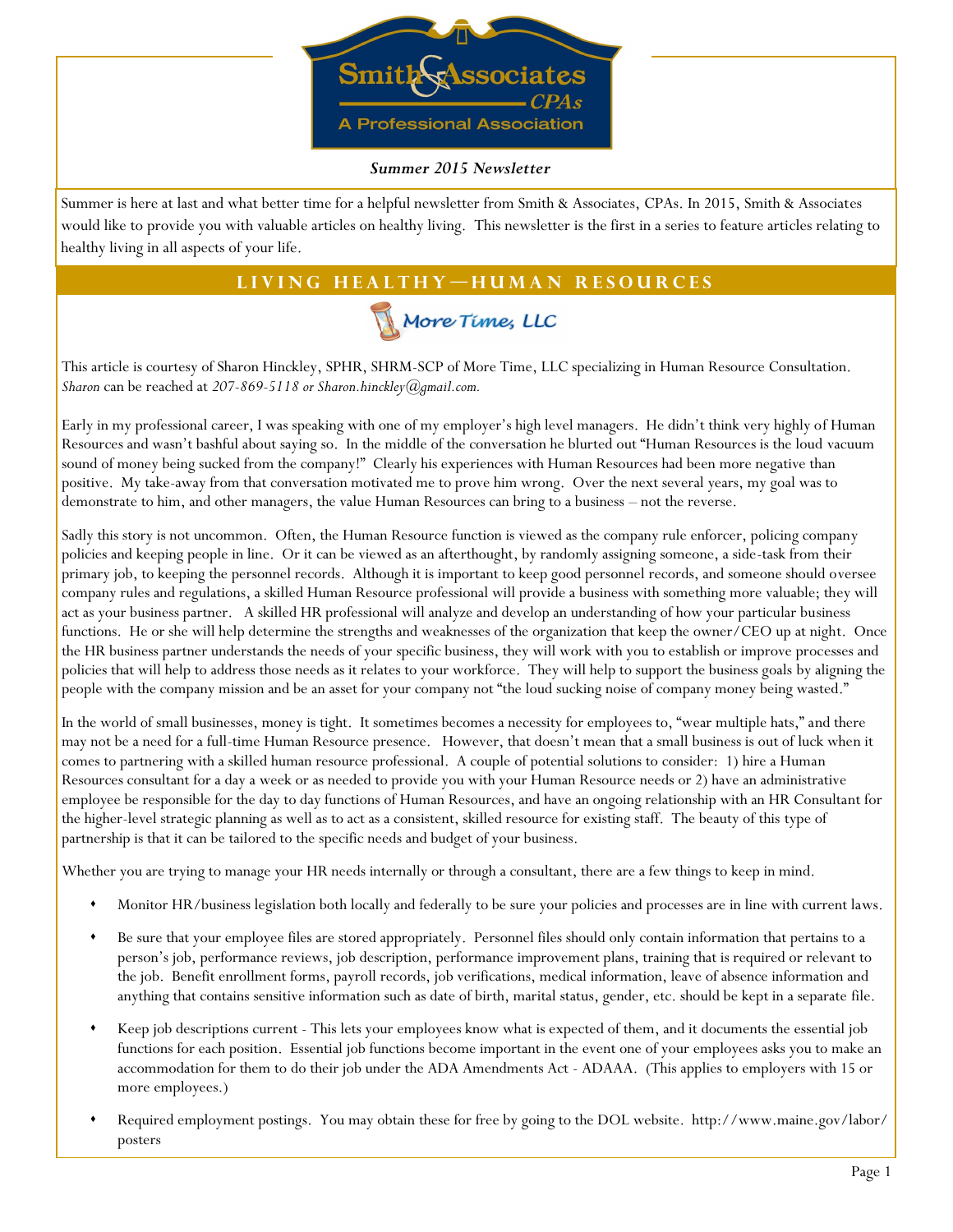# Smith & Associates CPAs

A Professional Association

***Summer 2015 Newsletter***

Summer is here at last and what better time for a helpful newsletter from Smith & Associates, CPAs. In 2015, Smith & Associates would like to provide you with valuable articles on healthy living. This newsletter is the first in a series to feature articles relating to healthy living in all aspects of your life.

## LIVING HEALTHY—HUMAN RESOURCES

More Time, LLC

This article is courtesy of Sharon Hinckley, SPHR, SHRM-SCP of More Time, LLC specializing in Human Resource Consultation. *Sharon* can be reached at *207-869-5118 or Sharon.hinckley@gmail.com.*

Early in my professional career, I was speaking with one of my employer's high level managers. He didn't think very highly of Human Resources and wasn't bashful about saying so. In the middle of the conversation he blurted out "Human Resources is the loud vacuum sound of money being sucked from the company!" Clearly his experiences with Human Resources had been more negative than positive. My take-away from that conversation motivated me to prove him wrong. Over the next several years, my goal was to demonstrate to him, and other managers, the value Human Resources can bring to a business – not the reverse.

Sadly this story is not uncommon. Often, the Human Resource function is viewed as the company rule enforcer, policing company policies and keeping people in line. Or it can be viewed as an afterthought, by randomly assigning someone, a side-task from their primary job, to keeping the personnel records. Although it is important to keep good personnel records, and someone should oversee company rules and regulations, a skilled Human Resource professional will provide a business with something more valuable; they will act as your business partner. A skilled HR professional will analyze and develop an understanding of how your particular business functions. He or she will help determine the strengths and weaknesses of the organization that keep the owner/CEO up at night. Once the HR business partner understands the needs of your specific business, they will work with you to establish or improve processes and policies that will help to address those needs as it relates to your workforce. They will help to support the business goals by aligning the people with the company mission and be an asset for your company not "the loud sucking noise of company money being wasted."

In the world of small businesses, money is tight. It sometimes becomes a necessity for employees to, "wear multiple hats," and there may not be a need for a full-time Human Resource presence. However, that doesn't mean that a small business is out of luck when it comes to partnering with a skilled human resource professional. A couple of potential solutions to consider: 1) hire a Human Resources consultant for a day a week or as needed to provide you with your Human Resource needs or 2) have an administrative employee be responsible for the day to day functions of Human Resources, and have an ongoing relationship with an HR Consultant for the higher-level strategic planning as well as to act as a consistent, skilled resource for existing staff. The beauty of this type of partnership is that it can be tailored to the specific needs and budget of your business.

Whether you are trying to manage your HR needs internally or through a consultant, there are a few things to keep in mind.

- Monitor HR/business legislation both locally and federally to be sure your policies and processes are in line with current laws.
- Be sure that your employee files are stored appropriately. Personnel files should only contain information that pertains to a person's job, performance reviews, job description, performance improvement plans, training that is required or relevant to the job. Benefit enrollment forms, payroll records, job verifications, medical information, leave of absence information and anything that contains sensitive information such as date of birth, marital status, gender, etc. should be kept in a separate file.
- Keep job descriptions current - This lets your employees know what is expected of them, and it documents the essential job functions for each position. Essential job functions become important in the event one of your employees asks you to make an accommodation for them to do their job under the ADA Amendments Act - ADAAA. (This applies to employers with 15 or more employees.)
- Required employment postings. You may obtain these for free by going to the DOL website. http://www.maine.gov/labor/posters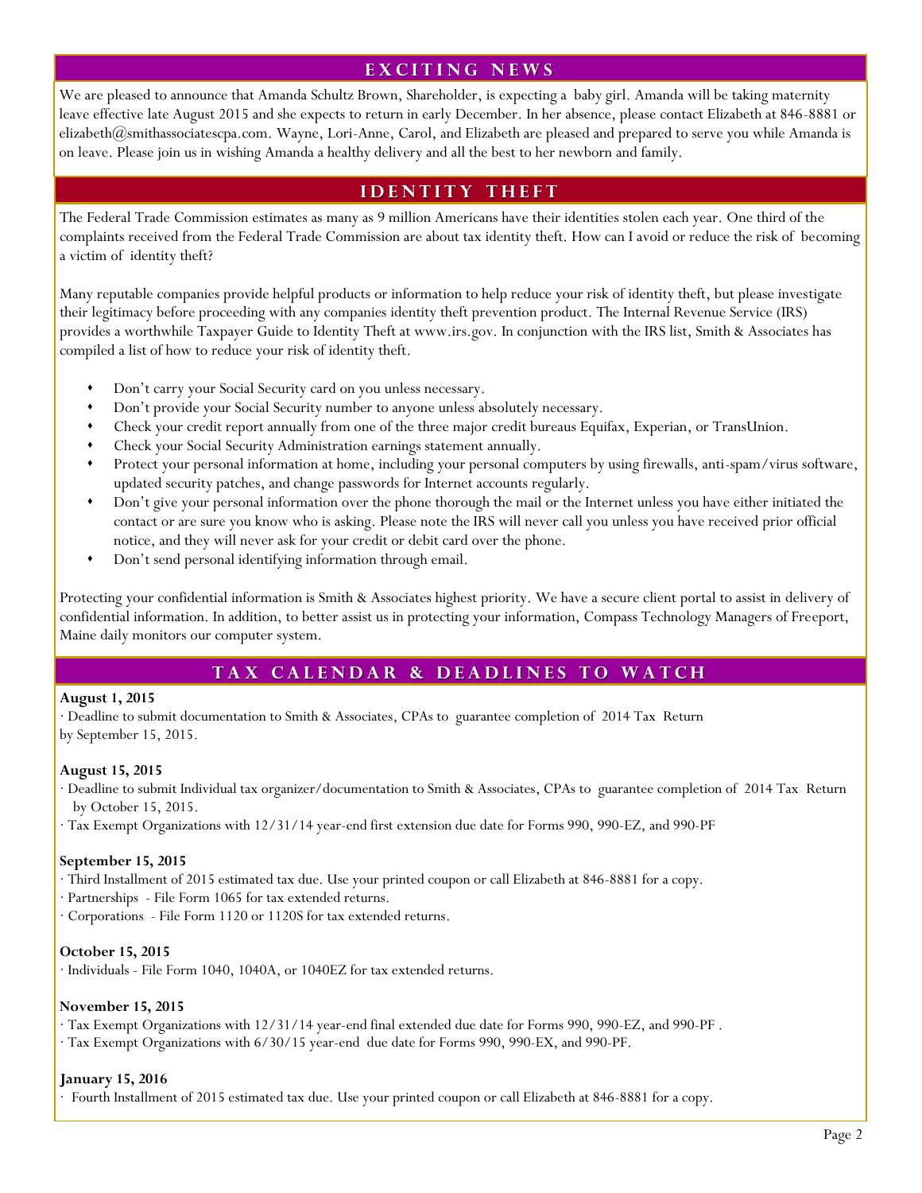## EXCITING NEWS

We are pleased to announce that Amanda Schultz Brown, Shareholder, is expecting a baby girl. Amanda will be taking maternity leave effective late August 2015 and she expects to return in early December. In her absence, please contact Elizabeth at 846-8881 or elizabeth@smithassociatescpa.com. Wayne, Lori-Anne, Carol, and Elizabeth are pleased and prepared to serve you while Amanda is on leave. Please join us in wishing Amanda a healthy delivery and all the best to her newborn and family.

## IDENTITY THEFT

The Federal Trade Commission estimates as many as 9 million Americans have their identities stolen each year. One third of the complaints received from the Federal Trade Commission are about tax identity theft. How can I avoid or reduce the risk of becoming a victim of identity theft?

Many reputable companies provide helpful products or information to help reduce your risk of identity theft, but please investigate their legitimacy before proceeding with any companies identity theft prevention product. The Internal Revenue Service (IRS) provides a worthwhile Taxpayer Guide to Identity Theft at www.irs.gov. In conjunction with the IRS list, Smith & Associates has compiled a list of how to reduce your risk of identity theft.

- Don't carry your Social Security card on you unless necessary.
- Don't provide your Social Security number to anyone unless absolutely necessary.
- Check your credit report annually from one of the three major credit bureaus Equifax, Experian, or TransUnion.
- Check your Social Security Administration earnings statement annually.
- Protect your personal information at home, including your personal computers by using firewalls, anti-spam/virus software, updated security patches, and change passwords for Internet accounts regularly.
- Don't give your personal information over the phone thorough the mail or the Internet unless you have either initiated the contact or are sure you know who is asking. Please note the IRS will never call you unless you have received prior official notice, and they will never ask for your credit or debit card over the phone.
- Don't send personal identifying information through email.

Protecting your confidential information is Smith & Associates highest priority. We have a secure client portal to assist in delivery of confidential information. In addition, to better assist us in protecting your information, Compass Technology Managers of Freeport, Maine daily monitors our computer system.

## TAX CALENDAR & DEADLINES TO WATCH

**August 1, 2015**

· Deadline to submit documentation to Smith & Associates, CPAs to guarantee completion of 2014 Tax Return by September 15, 2015.

**August 15, 2015**

· Deadline to submit Individual tax organizer/documentation to Smith & Associates, CPAs to guarantee completion of 2014 Tax Return by October 15, 2015.

· Tax Exempt Organizations with 12/31/14 year-end first extension due date for Forms 990, 990-EZ, and 990-PF

**September 15, 2015**

· Third Installment of 2015 estimated tax due. Use your printed coupon or call Elizabeth at 846-8881 for a copy.

· Partnerships - File Form 1065 for tax extended returns.

· Corporations - File Form 1120 or 1120S for tax extended returns.

**October 15, 2015**

· Individuals - File Form 1040, 1040A, or 1040EZ for tax extended returns.

**November 15, 2015**

· Tax Exempt Organizations with 12/31/14 year-end final extended due date for Forms 990, 990-EZ, and 990-PF .

· Tax Exempt Organizations with 6/30/15 year-end due date for Forms 990, 990-EX, and 990-PF.

**January 15, 2016**

· Fourth Installment of 2015 estimated tax due. Use your printed coupon or call Elizabeth at 846-8881 for a copy.